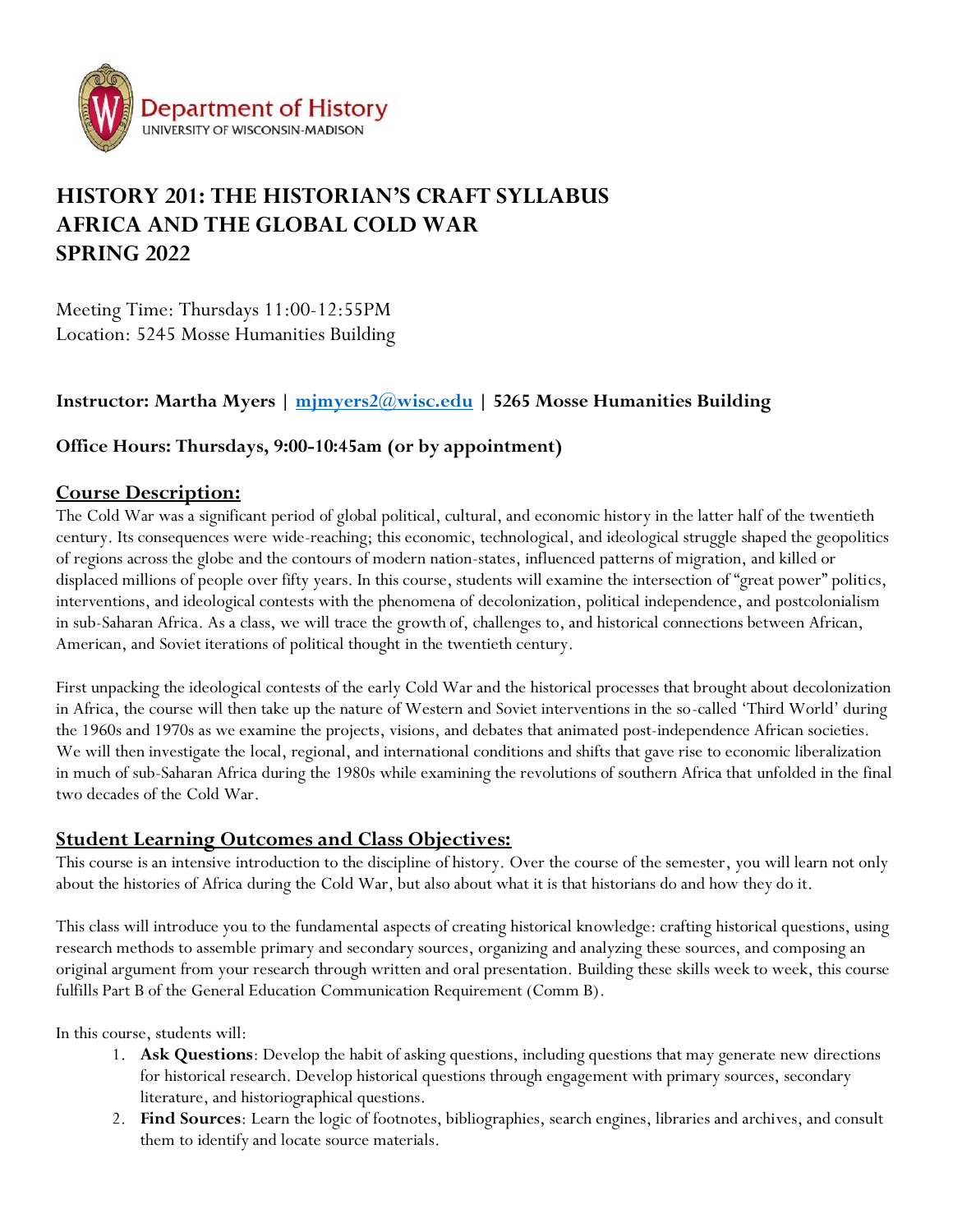Department of History
UNIVERSITY OF WISCONSIN-MADISON

# HISTORY 201: THE HISTORIAN'S CRAFT SYLLABUS
# AFRICA AND THE GLOBAL COLD WAR
# SPRING 2022

Meeting Time: Thursdays 11:00-12:55PM
Location: 5245 Mosse Humanities Building

**Instructor: Martha Myers | mjmyers2@wisc.edu | 5265 Mosse Humanities Building**

**Office Hours: Thursdays, 9:00-10:45am (or by appointment)**

## Course Description:

The Cold War was a significant period of global political, cultural, and economic history in the latter half of the twentieth century. Its consequences were wide-reaching; this economic, technological, and ideological struggle shaped the geopolitics of regions across the globe and the contours of modern nation-states, influenced patterns of migration, and killed or displaced millions of people over fifty years. In this course, students will examine the intersection of "great power" politics, interventions, and ideological contests with the phenomena of decolonization, political independence, and postcolonialism in sub-Saharan Africa. As a class, we will trace the growth of, challenges to, and historical connections between African, American, and Soviet iterations of political thought in the twentieth century.

First unpacking the ideological contests of the early Cold War and the historical processes that brought about decolonization in Africa, the course will then take up the nature of Western and Soviet interventions in the so-called 'Third World' during the 1960s and 1970s as we examine the projects, visions, and debates that animated post-independence African societies. We will then investigate the local, regional, and international conditions and shifts that gave rise to economic liberalization in much of sub-Saharan Africa during the 1980s while examining the revolutions of southern Africa that unfolded in the final two decades of the Cold War.

## Student Learning Outcomes and Class Objectives:

This course is an intensive introduction to the discipline of history. Over the course of the semester, you will learn not only about the histories of Africa during the Cold War, but also about what it is that historians do and how they do it.

This class will introduce you to the fundamental aspects of creating historical knowledge: crafting historical questions, using research methods to assemble primary and secondary sources, organizing and analyzing these sources, and composing an original argument from your research through written and oral presentation. Building these skills week to week, this course fulfills Part B of the General Education Communication Requirement (Comm B).

In this course, students will:

1. **Ask Questions**: Develop the habit of asking questions, including questions that may generate new directions for historical research. Develop historical questions through engagement with primary sources, secondary literature, and historiographical questions.
2. **Find Sources**: Learn the logic of footnotes, bibliographies, search engines, libraries and archives, and consult them to identify and locate source materials.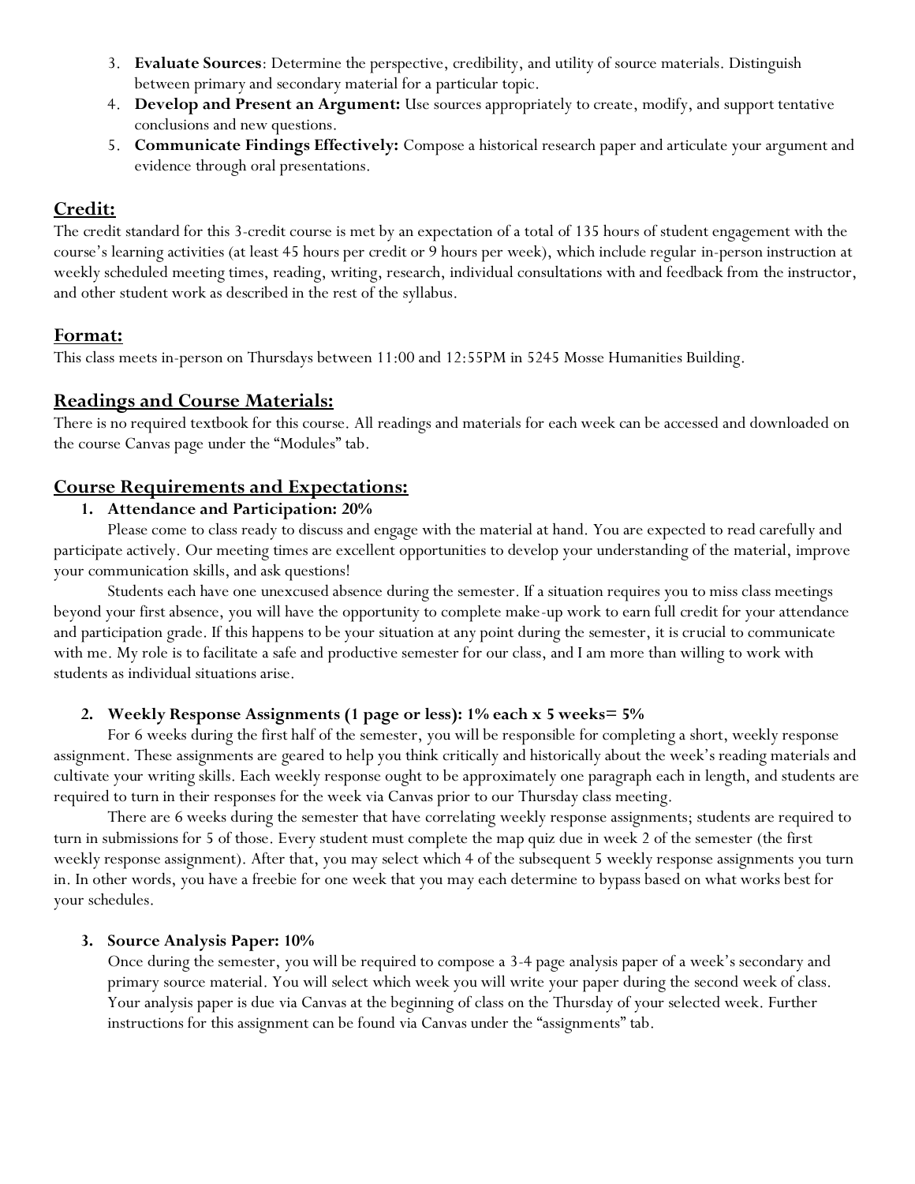3. **Evaluate Sources**: Determine the perspective, credibility, and utility of source materials. Distinguish between primary and secondary material for a particular topic.
4. **Develop and Present an Argument:** Use sources appropriately to create, modify, and support tentative conclusions and new questions.
5. **Communicate Findings Effectively:** Compose a historical research paper and articulate your argument and evidence through oral presentations.

## Credit:

The credit standard for this 3-credit course is met by an expectation of a total of 135 hours of student engagement with the course's learning activities (at least 45 hours per credit or 9 hours per week), which include regular in-person instruction at weekly scheduled meeting times, reading, writing, research, individual consultations with and feedback from the instructor, and other student work as described in the rest of the syllabus.

## Format:

This class meets in-person on Thursdays between 11:00 and 12:55PM in 5245 Mosse Humanities Building.

## Readings and Course Materials:

There is no required textbook for this course. All readings and materials for each week can be accessed and downloaded on the course Canvas page under the "Modules" tab.

## Course Requirements and Expectations:

### 1. Attendance and Participation: 20%

Please come to class ready to discuss and engage with the material at hand. You are expected to read carefully and participate actively. Our meeting times are excellent opportunities to develop your understanding of the material, improve your communication skills, and ask questions!

Students each have one unexcused absence during the semester. If a situation requires you to miss class meetings beyond your first absence, you will have the opportunity to complete make-up work to earn full credit for your attendance and participation grade. If this happens to be your situation at any point during the semester, it is crucial to communicate with me. My role is to facilitate a safe and productive semester for our class, and I am more than willing to work with students as individual situations arise.

### 2. Weekly Response Assignments (1 page or less): 1% each x 5 weeks= 5%

For 6 weeks during the first half of the semester, you will be responsible for completing a short, weekly response assignment. These assignments are geared to help you think critically and historically about the week's reading materials and cultivate your writing skills. Each weekly response ought to be approximately one paragraph each in length, and students are required to turn in their responses for the week via Canvas prior to our Thursday class meeting.

There are 6 weeks during the semester that have correlating weekly response assignments; students are required to turn in submissions for 5 of those. Every student must complete the map quiz due in week 2 of the semester (the first weekly response assignment). After that, you may select which 4 of the subsequent 5 weekly response assignments you turn in. In other words, you have a freebie for one week that you may each determine to bypass based on what works best for your schedules.

### 3. Source Analysis Paper: 10%

Once during the semester, you will be required to compose a 3-4 page analysis paper of a week's secondary and primary source material. You will select which week you will write your paper during the second week of class. Your analysis paper is due via Canvas at the beginning of class on the Thursday of your selected week. Further instructions for this assignment can be found via Canvas under the "assignments" tab.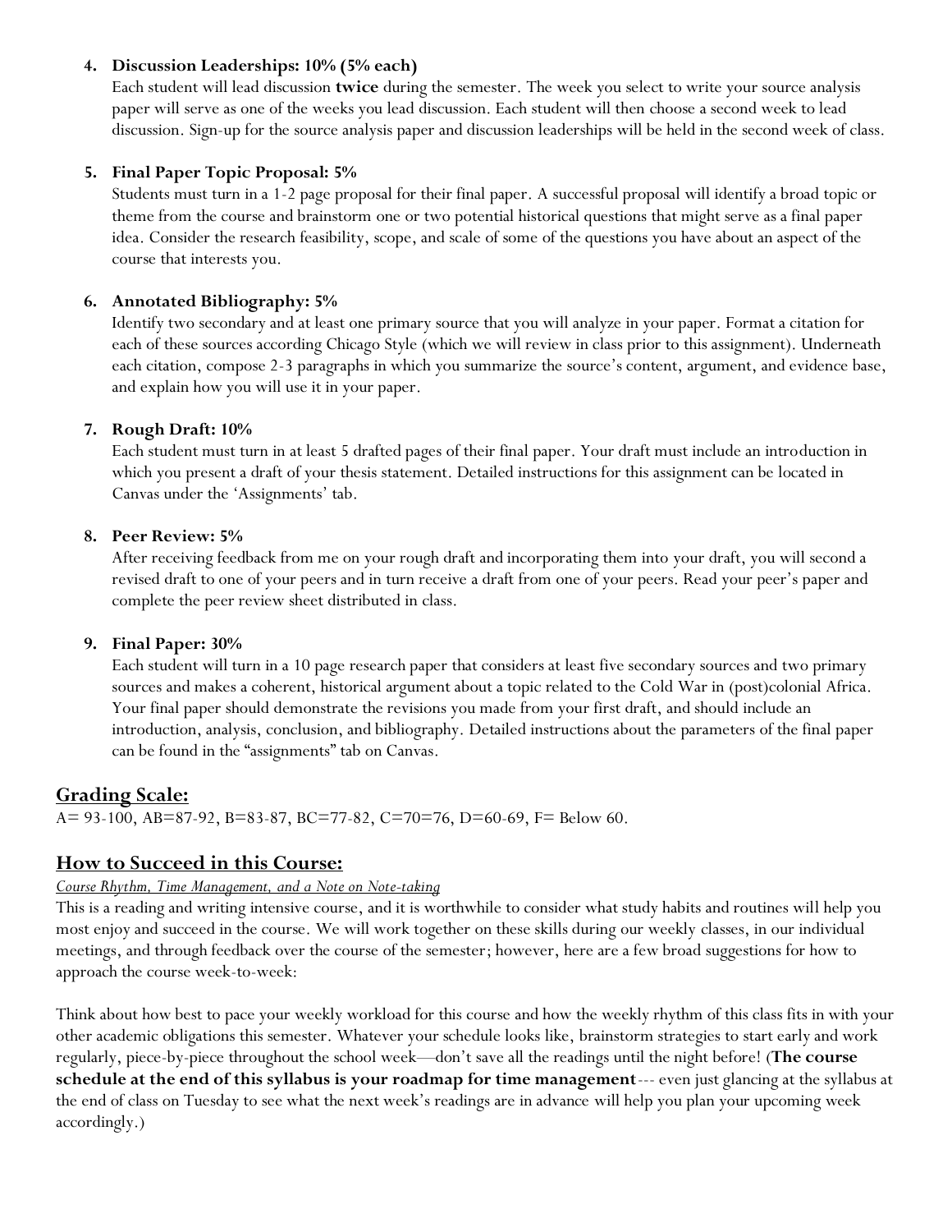4. **Discussion Leaderships: 10% (5% each)**
   Each student will lead discussion **twice** during the semester. The week you select to write your source analysis paper will serve as one of the weeks you lead discussion. Each student will then choose a second week to lead discussion. Sign-up for the source analysis paper and discussion leaderships will be held in the second week of class.

5. **Final Paper Topic Proposal: 5%**
   Students must turn in a 1-2 page proposal for their final paper. A successful proposal will identify a broad topic or theme from the course and brainstorm one or two potential historical questions that might serve as a final paper idea. Consider the research feasibility, scope, and scale of some of the questions you have about an aspect of the course that interests you.

6. **Annotated Bibliography: 5%**
   Identify two secondary and at least one primary source that you will analyze in your paper. Format a citation for each of these sources according Chicago Style (which we will review in class prior to this assignment). Underneath each citation, compose 2-3 paragraphs in which you summarize the source's content, argument, and evidence base, and explain how you will use it in your paper.

7. **Rough Draft: 10%**
   Each student must turn in at least 5 drafted pages of their final paper. Your draft must include an introduction in which you present a draft of your thesis statement. Detailed instructions for this assignment can be located in Canvas under the 'Assignments' tab.

8. **Peer Review: 5%**
   After receiving feedback from me on your rough draft and incorporating them into your draft, you will second a revised draft to one of your peers and in turn receive a draft from one of your peers. Read your peer's paper and complete the peer review sheet distributed in class.

9. **Final Paper: 30%**
   Each student will turn in a 10 page research paper that considers at least five secondary sources and two primary sources and makes a coherent, historical argument about a topic related to the Cold War in (post)colonial Africa. Your final paper should demonstrate the revisions you made from your first draft, and should include an introduction, analysis, conclusion, and bibliography. Detailed instructions about the parameters of the final paper can be found in the "assignments" tab on Canvas.

## Grading Scale:

A= 93-100, AB=87-92, B=83-87, BC=77-82, C=70=76, D=60-69, F= Below 60.

## How to Succeed in this Course:

*Course Rhythm, Time Management, and a Note on Note-taking*

This is a reading and writing intensive course, and it is worthwhile to consider what study habits and routines will help you most enjoy and succeed in the course. We will work together on these skills during our weekly classes, in our individual meetings, and through feedback over the course of the semester; however, here are a few broad suggestions for how to approach the course week-to-week:

Think about how best to pace your weekly workload for this course and how the weekly rhythm of this class fits in with your other academic obligations this semester. Whatever your schedule looks like, brainstorm strategies to start early and work regularly, piece-by-piece throughout the school week—don't save all the readings until the night before! (**The course schedule at the end of this syllabus is your roadmap for time management**--- even just glancing at the syllabus at the end of class on Tuesday to see what the next week's readings are in advance will help you plan your upcoming week accordingly.)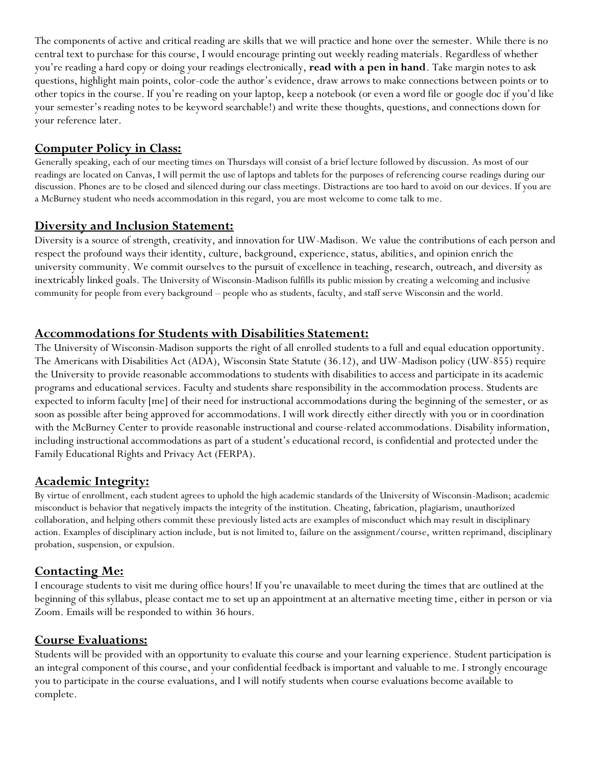The components of active and critical reading are skills that we will practice and hone over the semester. While there is no central text to purchase for this course, I would encourage printing out weekly reading materials. Regardless of whether you're reading a hard copy or doing your readings electronically, **read with a pen in hand**. Take margin notes to ask questions, highlight main points, color-code the author's evidence, draw arrows to make connections between points or to other topics in the course. If you're reading on your laptop, keep a notebook (or even a word file or google doc if you'd like your semester's reading notes to be keyword searchable!) and write these thoughts, questions, and connections down for your reference later.

## Computer Policy in Class:

Generally speaking, each of our meeting times on Thursdays will consist of a brief lecture followed by discussion. As most of our readings are located on Canvas, I will permit the use of laptops and tablets for the purposes of referencing course readings during our discussion. Phones are to be closed and silenced during our class meetings. Distractions are too hard to avoid on our devices. If you are a McBurney student who needs accommodation in this regard, you are most welcome to come talk to me.

## Diversity and Inclusion Statement:

Diversity is a source of strength, creativity, and innovation for UW-Madison. We value the contributions of each person and respect the profound ways their identity, culture, background, experience, status, abilities, and opinion enrich the university community. We commit ourselves to the pursuit of excellence in teaching, research, outreach, and diversity as inextricably linked goals. The University of Wisconsin-Madison fulfills its public mission by creating a welcoming and inclusive community for people from every background – people who as students, faculty, and staff serve Wisconsin and the world.

## Accommodations for Students with Disabilities Statement:

The University of Wisconsin-Madison supports the right of all enrolled students to a full and equal education opportunity. The Americans with Disabilities Act (ADA), Wisconsin State Statute (36.12), and UW-Madison policy (UW-855) require the University to provide reasonable accommodations to students with disabilities to access and participate in its academic programs and educational services. Faculty and students share responsibility in the accommodation process. Students are expected to inform faculty [me] of their need for instructional accommodations during the beginning of the semester, or as soon as possible after being approved for accommodations. I will work directly either directly with you or in coordination with the McBurney Center to provide reasonable instructional and course-related accommodations. Disability information, including instructional accommodations as part of a student's educational record, is confidential and protected under the Family Educational Rights and Privacy Act (FERPA).

## Academic Integrity:

By virtue of enrollment, each student agrees to uphold the high academic standards of the University of Wisconsin-Madison; academic misconduct is behavior that negatively impacts the integrity of the institution. Cheating, fabrication, plagiarism, unauthorized collaboration, and helping others commit these previously listed acts are examples of misconduct which may result in disciplinary action. Examples of disciplinary action include, but is not limited to, failure on the assignment/course, written reprimand, disciplinary probation, suspension, or expulsion.

## Contacting Me:

I encourage students to visit me during office hours! If you're unavailable to meet during the times that are outlined at the beginning of this syllabus, please contact me to set up an appointment at an alternative meeting time, either in person or via Zoom. Emails will be responded to within 36 hours.

## Course Evaluations:

Students will be provided with an opportunity to evaluate this course and your learning experience. Student participation is an integral component of this course, and your confidential feedback is important and valuable to me. I strongly encourage you to participate in the course evaluations, and I will notify students when course evaluations become available to complete.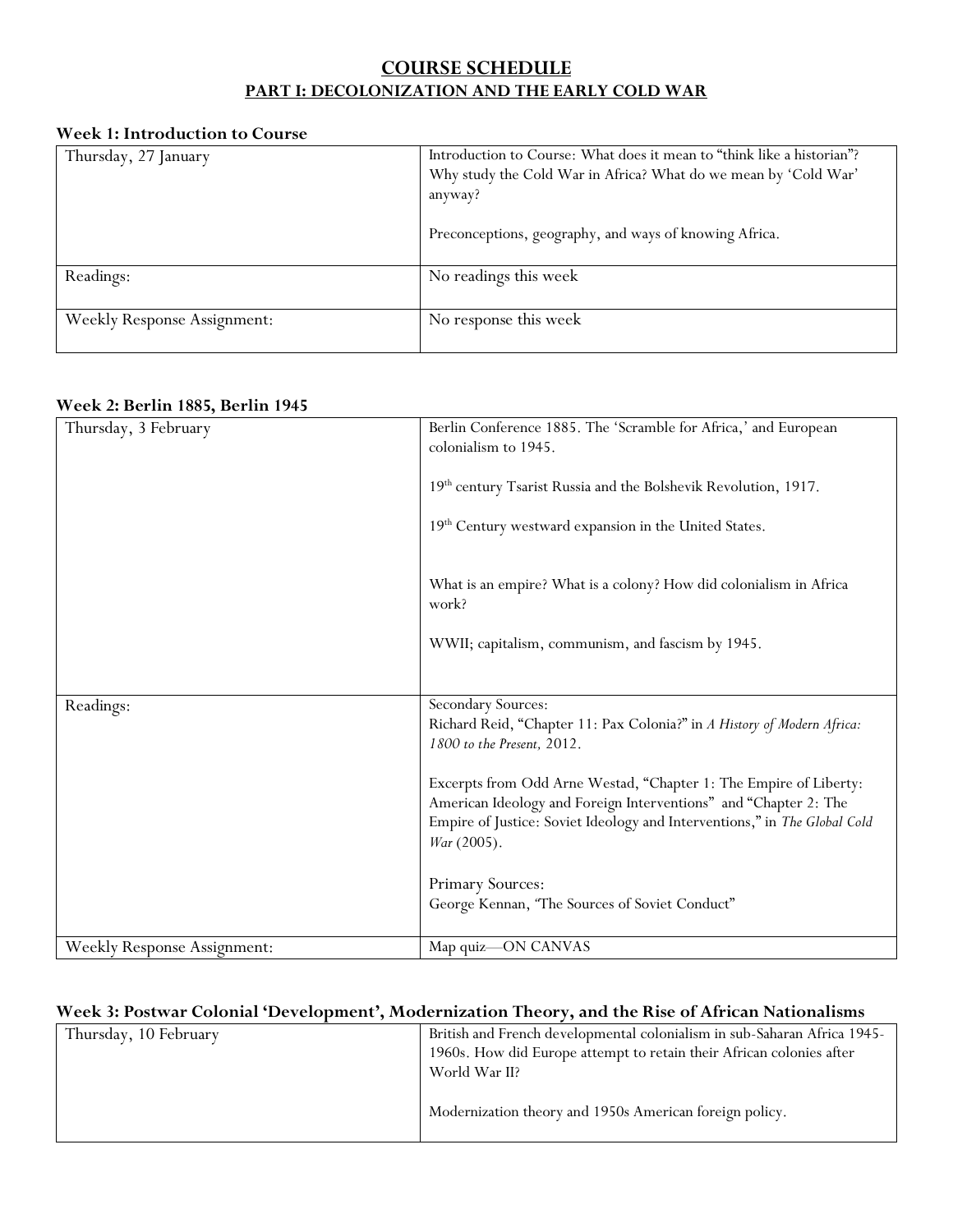# COURSE SCHEDULE

## PART I: DECOLONIZATION AND THE EARLY COLD WAR

### Week 1: Introduction to Course

| | |
|---|---|
| Thursday, 27 January | Introduction to Course: What does it mean to "think like a historian"? Why study the Cold War in Africa? What do we mean by 'Cold War' anyway?<br><br>Preconceptions, geography, and ways of knowing Africa. |
| Readings: | No readings this week |
| Weekly Response Assignment: | No response this week |

### Week 2: Berlin 1885, Berlin 1945

| | |
|---|---|
| Thursday, 3 February | Berlin Conference 1885. The 'Scramble for Africa,' and European colonialism to 1945.<br><br>19th century Tsarist Russia and the Bolshevik Revolution, 1917.<br><br>19th Century westward expansion in the United States.<br><br>What is an empire? What is a colony? How did colonialism in Africa work?<br><br>WWII; capitalism, communism, and fascism by 1945. |
| Readings: | Secondary Sources:<br>Richard Reid, "Chapter 11: Pax Colonia?" in *A History of Modern Africa: 1800 to the Present,* 2012.<br><br>Excerpts from Odd Arne Westad, "Chapter 1: The Empire of Liberty: American Ideology and Foreign Interventions" and "Chapter 2: The Empire of Justice: Soviet Ideology and Interventions," in *The Global Cold War* (2005).<br><br>Primary Sources:<br>George Kennan, 'The Sources of Soviet Conduct" |
| Weekly Response Assignment: | Map quiz—ON CANVAS |

### Week 3: Postwar Colonial 'Development', Modernization Theory, and the Rise of African Nationalisms

| | |
|---|---|
| Thursday, 10 February | British and French developmental colonialism in sub-Saharan Africa 1945-1960s. How did Europe attempt to retain their African colonies after World War II?<br><br>Modernization theory and 1950s American foreign policy. |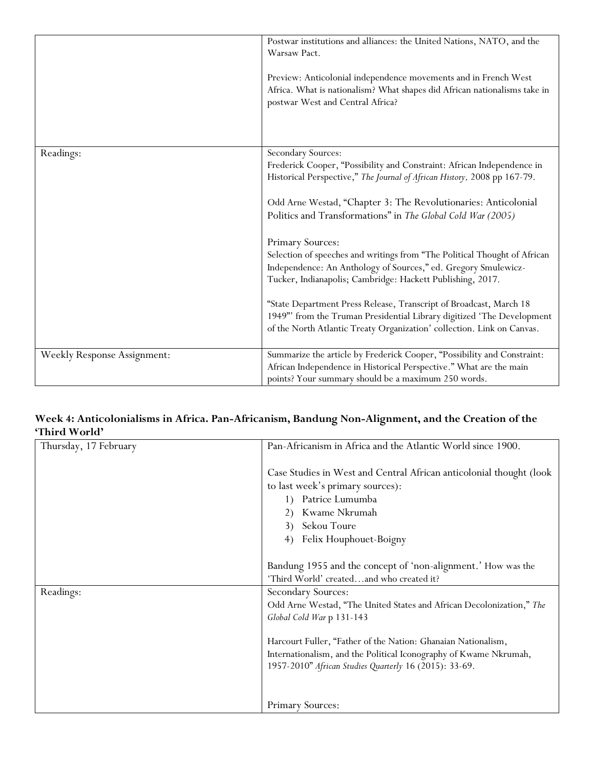| | |
|---|---|
| | Postwar institutions and alliances: the United Nations, NATO, and the Warsaw Pact.<br><br>Preview: Anticolonial independence movements and in French West Africa. What is nationalism? What shapes did African nationalisms take in postwar West and Central Africa? |
| Readings: | Secondary Sources:<br>Frederick Cooper, "Possibility and Constraint: African Independence in Historical Perspective," *The Journal of African History,* 2008 pp 167-79.<br><br>Odd Arne Westad, "Chapter 3: The Revolutionaries: Anticolonial Politics and Transformations" in *The Global Cold War (2005)*<br><br>Primary Sources:<br>Selection of speeches and writings from "The Political Thought of African Independence: An Anthology of Sources," ed. Gregory Smulewicz-Tucker, Indianapolis; Cambridge: Hackett Publishing, 2017.<br><br>"State Department Press Release, Transcript of Broadcast, March 18 1949"' from the Truman Presidential Library digitized 'The Development of the North Atlantic Treaty Organization' collection. Link on Canvas. |
| Weekly Response Assignment: | Summarize the article by Frederick Cooper, "Possibility and Constraint: African Independence in Historical Perspective." What are the main points? Your summary should be a maximum 250 words. |

**Week 4: Anticolonialisms in Africa. Pan-Africanism, Bandung Non-Alignment, and the Creation of the 'Third World'**

| | |
|---|---|
| Thursday, 17 February | Pan-Africanism in Africa and the Atlantic World since 1900.<br><br>Case Studies in West and Central African anticolonial thought (look to last week's primary sources):<br>1) Patrice Lumumba<br>2) Kwame Nkrumah<br>3) Sekou Toure<br>4) Felix Houphouet-Boigny<br><br>Bandung 1955 and the concept of 'non-alignment.' How was the 'Third World' created…and who created it? |
| Readings: | Secondary Sources:<br>Odd Arne Westad, "The United States and African Decolonization," *The Global Cold War* p 131-143<br><br>Harcourt Fuller, "Father of the Nation: Ghanaian Nationalism, Internationalism, and the Political Iconography of Kwame Nkrumah, 1957-2010" *African Studies Quarterly* 16 (2015): 33-69.<br><br>Primary Sources: |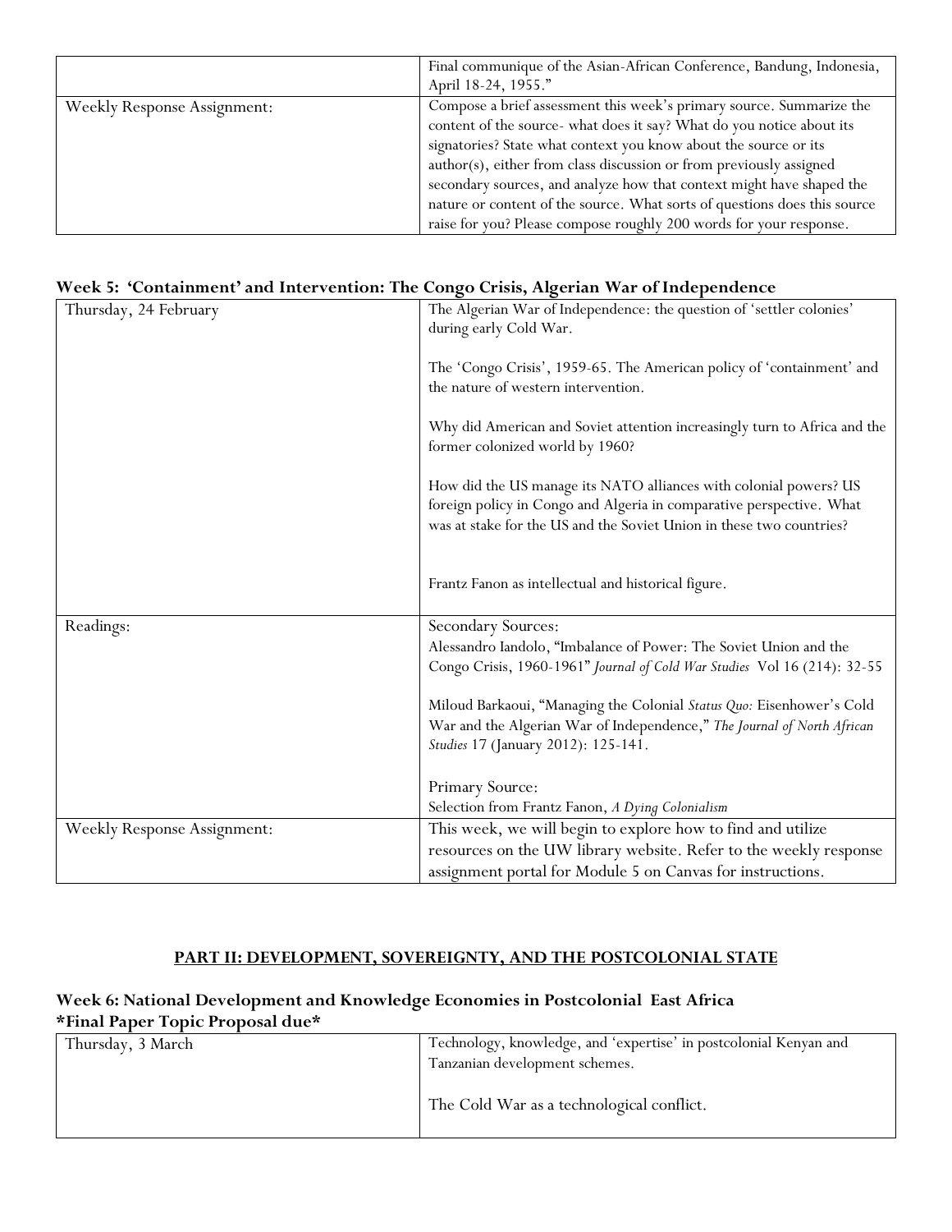| | |
|---|---|
| | Final communique of the Asian-African Conference, Bandung, Indonesia, April 18-24, 1955." |
| Weekly Response Assignment: | Compose a brief assessment this week's primary source. Summarize the content of the source- what does it say? What do you notice about its signatories? State what context you know about the source or its author(s), either from class discussion or from previously assigned secondary sources, and analyze how that context might have shaped the nature or content of the source. What sorts of questions does this source raise for you? Please compose roughly 200 words for your response. |

**Week 5: 'Containment' and Intervention: The Congo Crisis, Algerian War of Independence**

| | |
|---|---|
| Thursday, 24 February | The Algerian War of Independence: the question of 'settler colonies' during early Cold War.<br><br>The 'Congo Crisis', 1959-65. The American policy of 'containment' and the nature of western intervention.<br><br>Why did American and Soviet attention increasingly turn to Africa and the former colonized world by 1960?<br><br>How did the US manage its NATO alliances with colonial powers? US foreign policy in Congo and Algeria in comparative perspective. What was at stake for the US and the Soviet Union in these two countries?<br><br>Frantz Fanon as intellectual and historical figure. |
| Readings: | Secondary Sources:<br>Alessandro Iandolo, "Imbalance of Power: The Soviet Union and the Congo Crisis, 1960-1961" *Journal of Cold War Studies* Vol 16 (214): 32-55<br><br>Miloud Barkaoui, "Managing the Colonial *Status Quo:* Eisenhower's Cold War and the Algerian War of Independence," *The Journal of North African Studies* 17 (January 2012): 125-141.<br><br>Primary Source:<br>Selection from Frantz Fanon, *A Dying Colonialism* |
| Weekly Response Assignment: | This week, we will begin to explore how to find and utilize resources on the UW library website. Refer to the weekly response assignment portal for Module 5 on Canvas for instructions. |

## PART II: DEVELOPMENT, SOVEREIGNTY, AND THE POSTCOLONIAL STATE

**Week 6: National Development and Knowledge Economies in Postcolonial East Africa**
***Final Paper Topic Proposal due***

| | |
|---|---|
| Thursday, 3 March | Technology, knowledge, and 'expertise' in postcolonial Kenyan and Tanzanian development schemes.<br><br>The Cold War as a technological conflict. |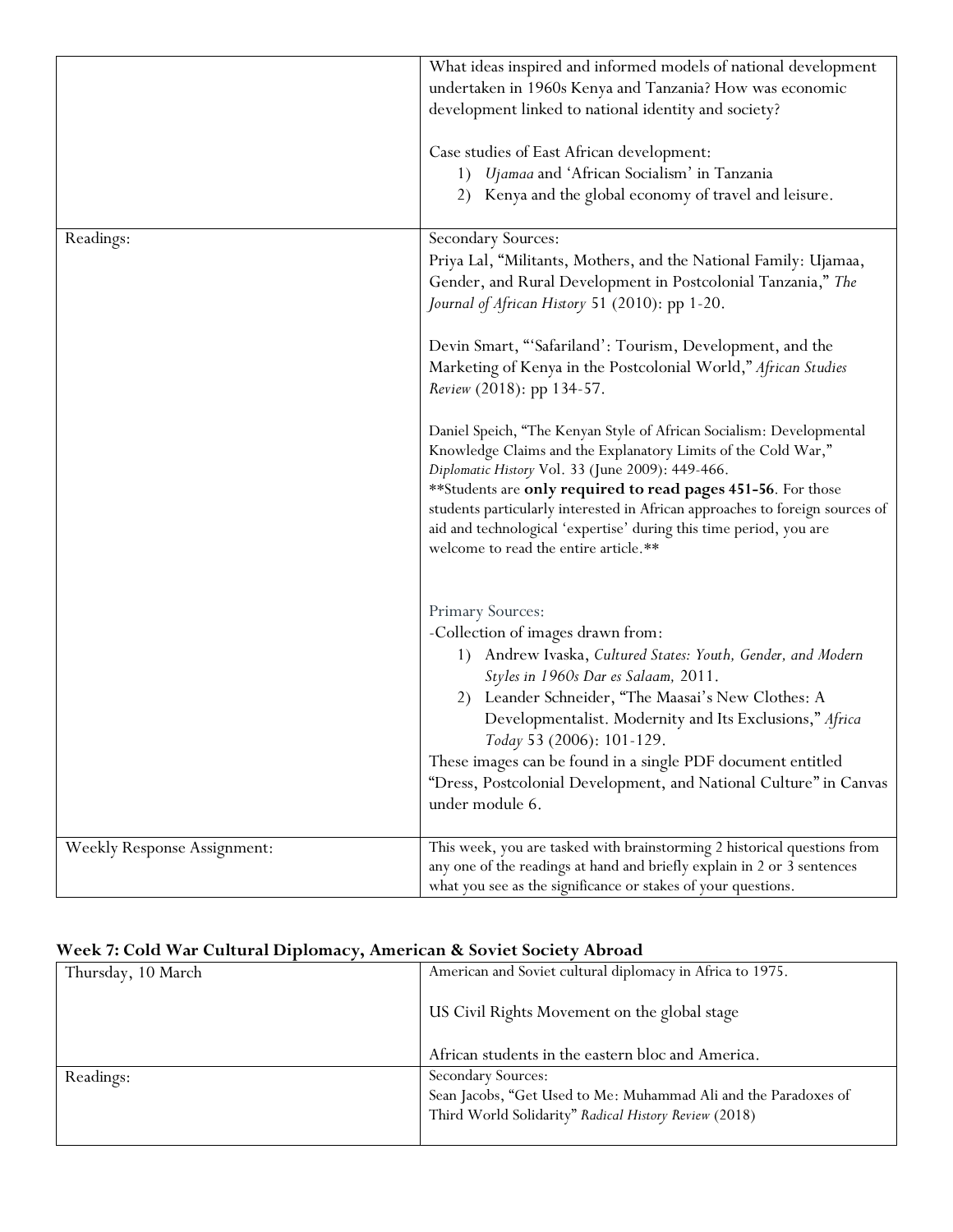| | |
|---|---|
| | What ideas inspired and informed models of national development undertaken in 1960s Kenya and Tanzania? How was economic development linked to national identity and society?<br><br>Case studies of East African development:<br>1) *Ujamaa* and 'African Socialism' in Tanzania<br>2) Kenya and the global economy of travel and leisure. |
| Readings: | Secondary Sources:<br>Priya Lal, "Militants, Mothers, and the National Family: Ujamaa, Gender, and Rural Development in Postcolonial Tanzania," *The Journal of African History* 51 (2010): pp 1-20.<br><br>Devin Smart, "'Safariland': Tourism, Development, and the Marketing of Kenya in the Postcolonial World," *African Studies Review* (2018): pp 134-57.<br><br>Daniel Speich, "The Kenyan Style of African Socialism: Developmental Knowledge Claims and the Explanatory Limits of the Cold War," *Diplomatic History* Vol. 33 (June 2009): 449-466.<br>**Students are **only required to read pages 451-56**. For those students particularly interested in African approaches to foreign sources of aid and technological 'expertise' during this time period, you are welcome to read the entire article.**<br><br>Primary Sources:<br>-Collection of images drawn from:<br>1) Andrew Ivaska, *Cultured States: Youth, Gender, and Modern Styles in 1960s Dar es Salaam,* 2011.<br>2) Leander Schneider, "The Maasai's New Clothes: A Developmentalist. Modernity and Its Exclusions," *Africa Today* 53 (2006): 101-129.<br>These images can be found in a single PDF document entitled "Dress, Postcolonial Development, and National Culture" in Canvas under module 6. |
| Weekly Response Assignment: | This week, you are tasked with brainstorming 2 historical questions from any one of the readings at hand and briefly explain in 2 or 3 sentences what you see as the significance or stakes of your questions. |

### Week 7: Cold War Cultural Diplomacy, American & Soviet Society Abroad

| | |
|---|---|
| Thursday, 10 March | American and Soviet cultural diplomacy in Africa to 1975.<br><br>US Civil Rights Movement on the global stage<br><br>African students in the eastern bloc and America. |
| Readings: | Secondary Sources:<br>Sean Jacobs, "Get Used to Me: Muhammad Ali and the Paradoxes of Third World Solidarity" *Radical History Review* (2018) |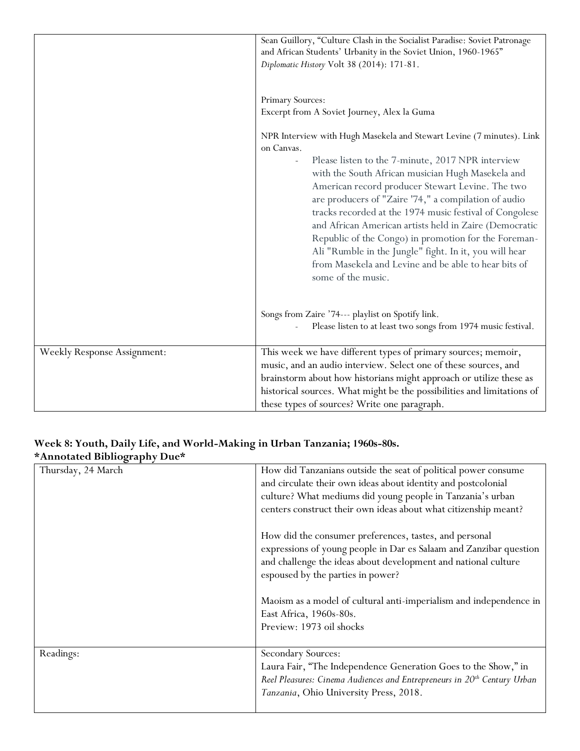| | |
|---|---|
| | Sean Guillory, "Culture Clash in the Socialist Paradise: Soviet Patronage and African Students' Urbanity in the Soviet Union, 1960-1965" *Diplomatic History* Volt 38 (2014): 171-81.<br><br>Primary Sources:<br>Excerpt from A Soviet Journey, Alex la Guma<br><br>NPR Interview with Hugh Masekela and Stewart Levine (7 minutes). Link on Canvas.<br>- Please listen to the 7-minute, 2017 NPR interview with the South African musician Hugh Masekela and American record producer Stewart Levine. The two are producers of "Zaire '74," a compilation of audio tracks recorded at the 1974 music festival of Congolese and African American artists held in Zaire (Democratic Republic of the Congo) in promotion for the Foreman-Ali "Rumble in the Jungle" fight. In it, you will hear from Masekela and Levine and be able to hear bits of some of the music.<br><br>Songs from Zaire '74--- playlist on Spotify link.<br>- Please listen to at least two songs from 1974 music festival. |
| Weekly Response Assignment: | This week we have different types of primary sources; memoir, music, and an audio interview. Select one of these sources, and brainstorm about how historians might approach or utilize these as historical sources. What might be the possibilities and limitations of these types of sources? Write one paragraph. |

**Week 8: Youth, Daily Life, and World-Making in Urban Tanzania; 1960s-80s.**
***Annotated Bibliography Due***

| | |
|---|---|
| Thursday, 24 March | How did Tanzanians outside the seat of political power consume and circulate their own ideas about identity and postcolonial culture? What mediums did young people in Tanzania's urban centers construct their own ideas about what citizenship meant?<br><br>How did the consumer preferences, tastes, and personal expressions of young people in Dar es Salaam and Zanzibar question and challenge the ideas about development and national culture espoused by the parties in power?<br><br>Maoism as a model of cultural anti-imperialism and independence in East Africa, 1960s-80s.<br>Preview: 1973 oil shocks |
| Readings: | Secondary Sources:<br>Laura Fair, "The Independence Generation Goes to the Show," in *Reel Pleasures: Cinema Audiences and Entrepreneurs in 20th Century Urban Tanzania*, Ohio University Press, 2018. |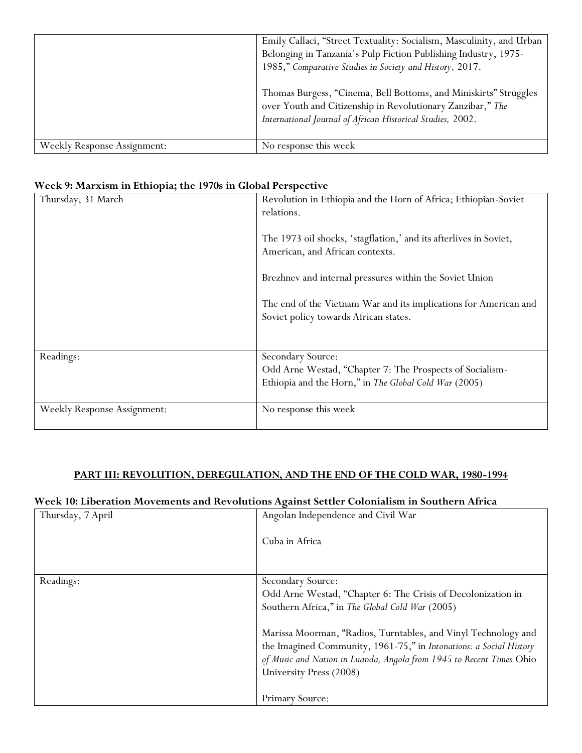| | |
|---|---|
| | Emily Callaci, "Street Textuality: Socialism, Masculinity, and Urban Belonging in Tanzania's Pulp Fiction Publishing Industry, 1975-1985," *Comparative Studies in Society and History,* 2017.<br><br>Thomas Burgess, "Cinema, Bell Bottoms, and Miniskirts" Struggles over Youth and Citizenship in Revolutionary Zanzibar," *The International Journal of African Historical Studies,* 2002. |
| Weekly Response Assignment: | No response this week |

**Week 9: Marxism in Ethiopia; the 1970s in Global Perspective**

| | |
|---|---|
| Thursday, 31 March | Revolution in Ethiopia and the Horn of Africa; Ethiopian-Soviet relations.<br><br>The 1973 oil shocks, 'stagflation,' and its afterlives in Soviet, American, and African contexts.<br><br>Brezhnev and internal pressures within the Soviet Union<br><br>The end of the Vietnam War and its implications for American and Soviet policy towards African states. |
| Readings: | Secondary Source:<br>Odd Arne Westad, "Chapter 7: The Prospects of Socialism-Ethiopia and the Horn," in *The Global Cold War* (2005) |
| Weekly Response Assignment: | No response this week |

## PART III: REVOLUTION, DEREGULATION, AND THE END OF THE COLD WAR, 1980-1994

**Week 10: Liberation Movements and Revolutions Against Settler Colonialism in Southern Africa**

| | |
|---|---|
| Thursday, 7 April | Angolan Independence and Civil War<br><br>Cuba in Africa |
| Readings: | Secondary Source:<br>Odd Arne Westad, "Chapter 6: The Crisis of Decolonization in Southern Africa," in *The Global Cold War* (2005)<br><br>Marissa Moorman, "Radios, Turntables, and Vinyl Technology and the Imagined Community, 1961-75," in *Intonations: a Social History of Music and Nation in Luanda, Angola from 1945 to Recent Times* Ohio University Press (2008)<br><br>Primary Source: |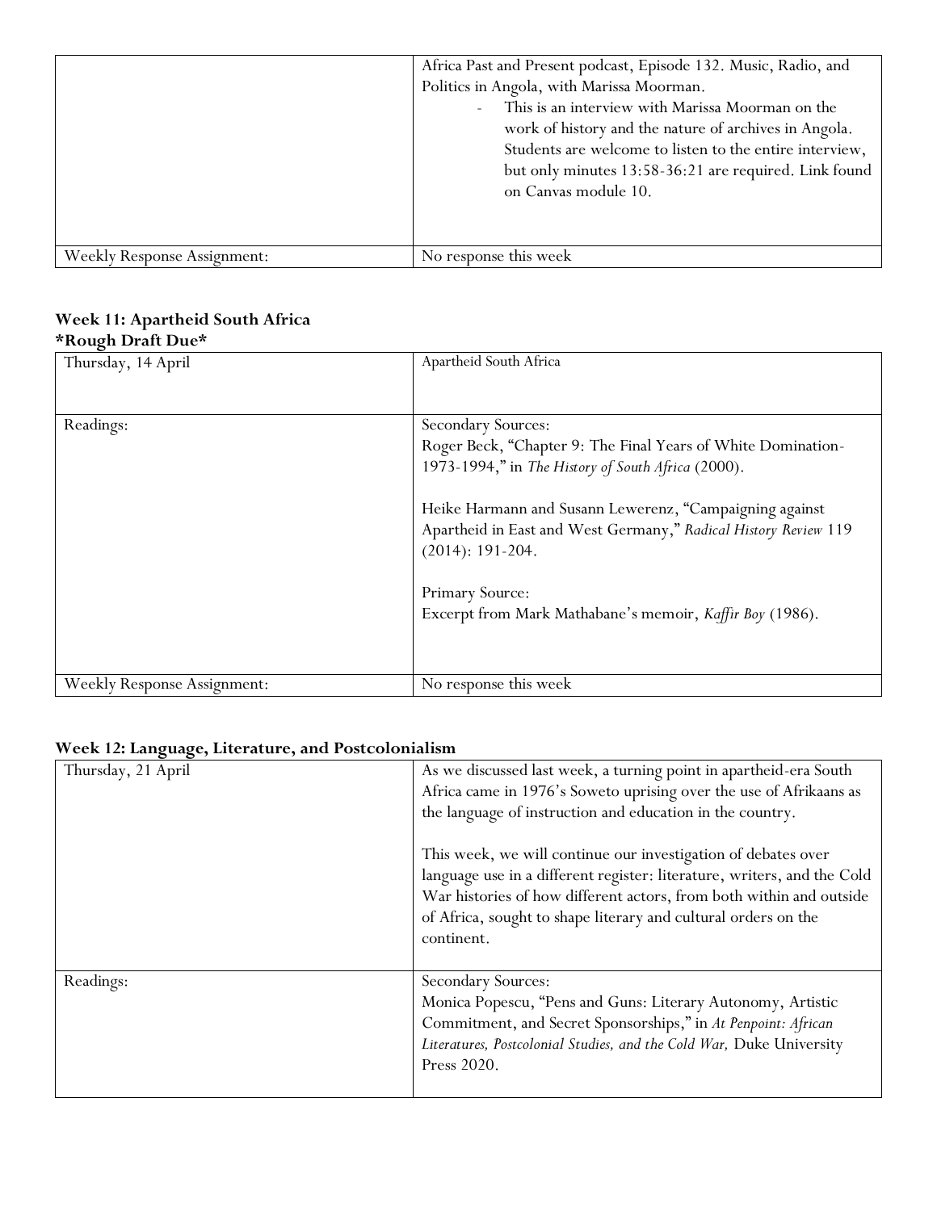| | |
|---|---|
| | Africa Past and Present podcast, Episode 132. Music, Radio, and Politics in Angola, with Marissa Moorman.<br>- This is an interview with Marissa Moorman on the work of history and the nature of archives in Angola. Students are welcome to listen to the entire interview, but only minutes 13:58-36:21 are required. Link found on Canvas module 10. |
| Weekly Response Assignment: | No response this week |

### Week 11: Apartheid South Africa
**\*Rough Draft Due\***

| | |
|---|---|
| Thursday, 14 April | Apartheid South Africa |
| Readings: | Secondary Sources:<br>Roger Beck, "Chapter 9: The Final Years of White Domination- 1973-1994," in *The History of South Africa* (2000).<br><br>Heike Harmann and Susann Lewerenz, "Campaigning against Apartheid in East and West Germany," *Radical History Review* 119 (2014): 191-204.<br><br>Primary Source:<br>Excerpt from Mark Mathabane's memoir, *Kaffir Boy* (1986). |
| Weekly Response Assignment: | No response this week |

### Week 12: Language, Literature, and Postcolonialism

| | |
|---|---|
| Thursday, 21 April | As we discussed last week, a turning point in apartheid-era South Africa came in 1976's Soweto uprising over the use of Afrikaans as the language of instruction and education in the country.<br><br>This week, we will continue our investigation of debates over language use in a different register: literature, writers, and the Cold War histories of how different actors, from both within and outside of Africa, sought to shape literary and cultural orders on the continent. |
| Readings: | Secondary Sources:<br>Monica Popescu, "Pens and Guns: Literary Autonomy, Artistic Commitment, and Secret Sponsorships," in *At Penpoint: African Literatures, Postcolonial Studies, and the Cold War,* Duke University Press 2020. |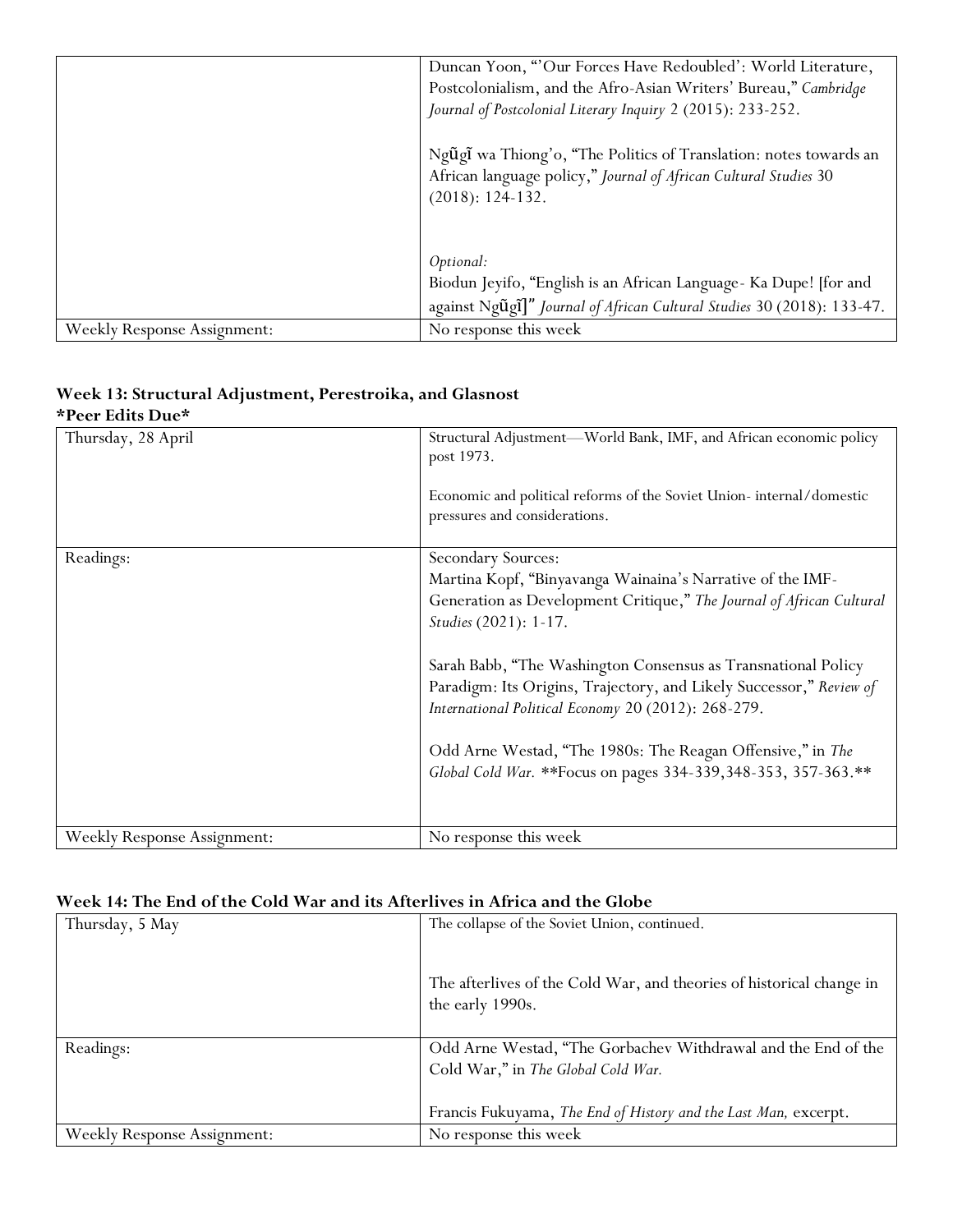| | |
|---|---|
| | Duncan Yoon, "'Our Forces Have Redoubled': World Literature, Postcolonialism, and the Afro-Asian Writers' Bureau," *Cambridge Journal of Postcolonial Literary Inquiry* 2 (2015): 233-252.<br><br>Ngũgĩ wa Thiong'o, "The Politics of Translation: notes towards an African language policy," *Journal of African Cultural Studies* 30 (2018): 124-132.<br><br>*Optional:*<br>Biodun Jeyifo, "English is an African Language- Ka Dupe! [for and against Ngũgĩ]" *Journal of African Cultural Studies* 30 (2018): 133-47. |
| Weekly Response Assignment: | No response this week |

**Week 13: Structural Adjustment, Perestroika, and Glasnost**
***Peer Edits Due***

| | |
|---|---|
| Thursday, 28 April | Structural Adjustment—World Bank, IMF, and African economic policy post 1973.<br><br>Economic and political reforms of the Soviet Union- internal/domestic pressures and considerations. |
| Readings: | Secondary Sources:<br>Martina Kopf, "Binyavanga Wainaina's Narrative of the IMF-Generation as Development Critique," *The Journal of African Cultural Studies* (2021): 1-17.<br><br>Sarah Babb, "The Washington Consensus as Transnational Policy Paradigm: Its Origins, Trajectory, and Likely Successor," *Review of International Political Economy* 20 (2012): 268-279.<br><br>Odd Arne Westad, "The 1980s: The Reagan Offensive," in *The Global Cold War.* **Focus on pages 334-339,348-353, 357-363.** |
| Weekly Response Assignment: | No response this week |

**Week 14: The End of the Cold War and its Afterlives in Africa and the Globe**

| | |
|---|---|
| Thursday, 5 May | The collapse of the Soviet Union, continued.<br><br>The afterlives of the Cold War, and theories of historical change in the early 1990s. |
| Readings: | Odd Arne Westad, "The Gorbachev Withdrawal and the End of the Cold War," in *The Global Cold War.*<br><br>Francis Fukuyama, *The End of History and the Last Man,* excerpt. |
| Weekly Response Assignment: | No response this week |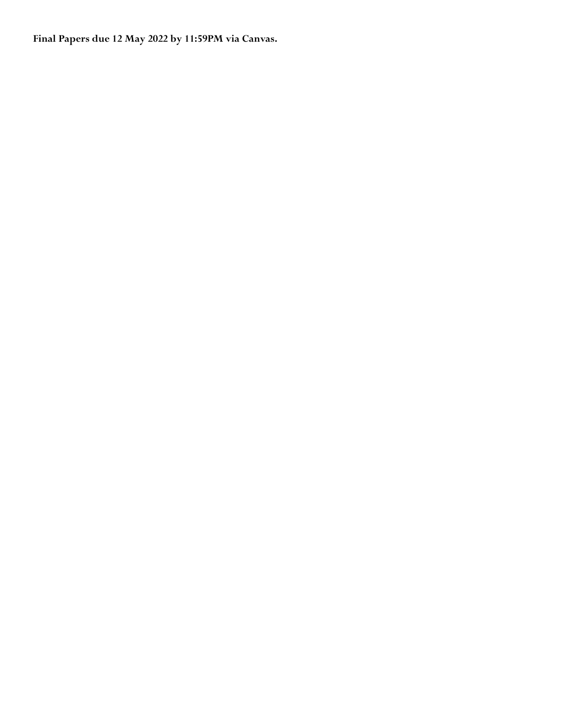**Final Papers due 12 May 2022 by 11:59PM via Canvas.**